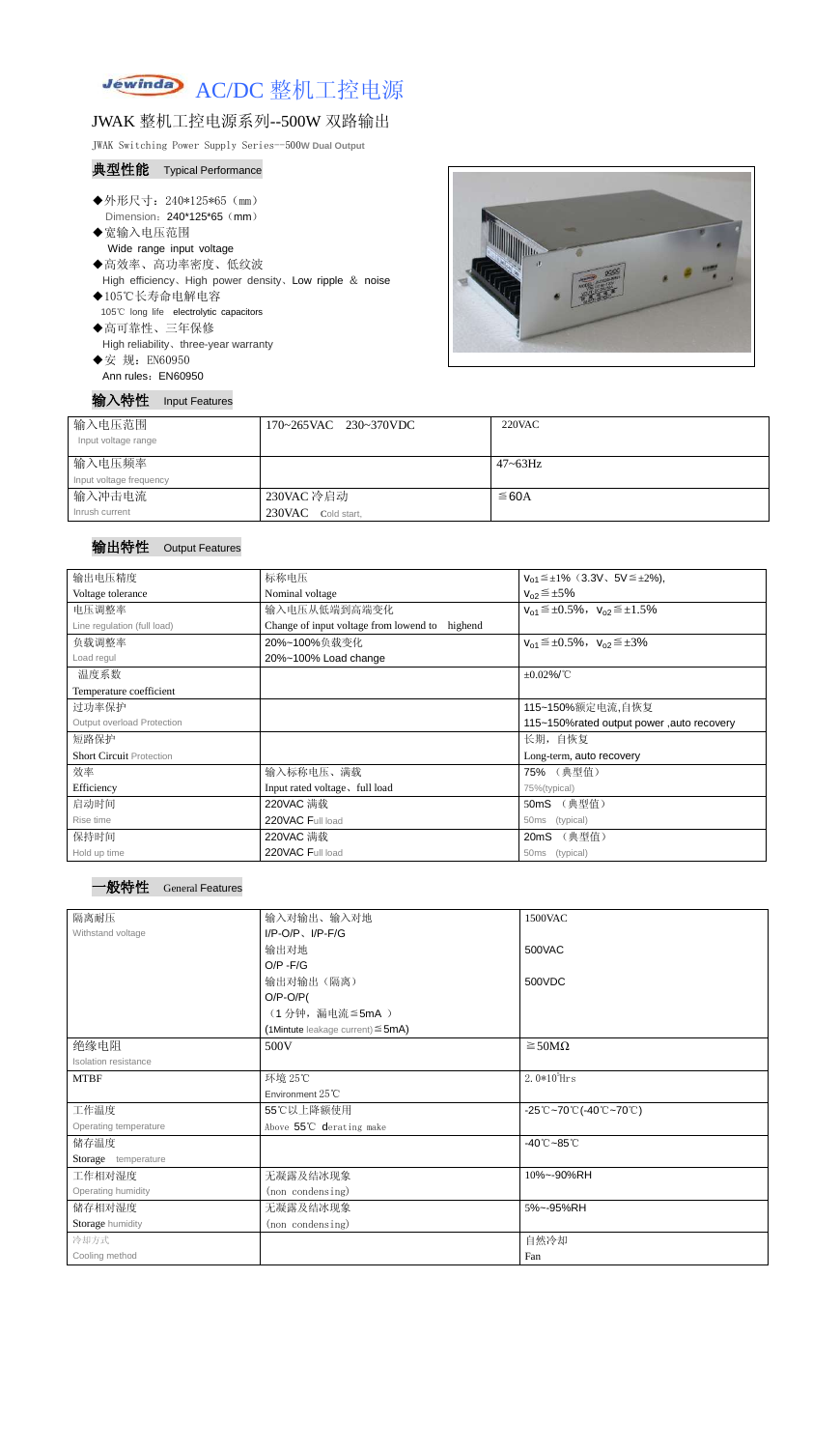# Jewinda AC/DC 整机工控电源

## JWAK 整机工控电源系列--500W 双路输出

JWAK Switching Power Supply Series--500W Dual Output

### 典型性能 Typical Performance

- ◆外形尺寸：240*125*65（mm）
  Dimension：240*125*65（mm）
- ◆宽输入电压范围
  Wide range input voltage
- ◆高效率、高功率密度、低纹波
  High efficiency、High power density、Low ripple ＆ noise
- ◆105℃长寿命电解电容
  105℃ long life electrolytic capacitors
- ◆高可靠性、三年保修
  High reliability、three-year warranty
- ◆安 规：EN60950
  Ann rules：EN60950

### 输入特性 Input Features

| 输入电压范围<br>Input voltage range | 170~265VAC 230~370VDC | 220VAC |
|---|---|---|
| 输入电压频率<br>Input voltage frequency | | 47~63Hz |
| 输入冲击电流<br>Inrush current | 230VAC 冷启动<br>230VAC Cold start, | ≦60A |

### 输出特性 Output Features

| 输出电压精度<br>Voltage tolerance | 标称电压<br>Nominal voltage | $V_{o1}$≦±1%（3.3V、5V≦±2%),<br>$V_{o2}$≦±5% |
|---|---|---|
| 电压调整率<br>Line regulation (full load) | 输入电压从低端到高端变化<br>Change of input voltage from lowend to highend | $V_{o1}$≦±0.5%，$V_{o2}$≦±1.5% |
| 负载调整率<br>Load regul | 20%~100%负载变化<br>20%~100% Load change | $V_{o1}$≦±0.5%，$V_{o2}$≦±3% |
| 温度系数<br>Temperature coefficient | | ±0.02%/℃ |
| 过功率保护<br>Output overload Protection | | 115~150%额定电流,自恢复<br>115~150%rated output power ,auto recovery |
| 短路保护<br>Short Circuit Protection | | 长期，自恢复<br>Long-term, auto recovery |
| 效率<br>Efficiency | 输入标称电压、满载<br>Input rated voltage、full load | 75% （典型值）<br>75%(typical) |
| 启动时间<br>Rise time | 220VAC 满载<br>220VAC Full load | 50mS （典型值）<br>50ms (typical) |
| 保持时间<br>Hold up time | 220VAC 满载<br>220VAC Full load | 20mS （典型值）<br>50ms (typical) |

### 一般特性 General Features

| 隔离耐压<br>Withstand voltage | 输入对输出、输入对地<br>I/P-O/P、I/P-F/G | 1500VAC |
|---|---|---|
| | 输出对地<br>O/P -F/G | 500VAC |
| | 输出对输出（隔离）<br>O/P-O/P(<br>（1 分钟，漏电流≦5mA ）<br>(1Mintute leakage current)≦5mA) | 500VDC |
| 绝缘电阻<br>Isolation resistance | 500V | ≧50MΩ |
| MTBF | 环境 25℃<br>Environment 25℃ | $2.0*10^5$Hrs |
| 工作温度<br>Operating temperature | 55℃以上降额使用<br>Above 55℃ derating make | -25℃~70℃(-40℃~70℃) |
| 储存温度<br>Storage temperature | | -40℃~85℃ |
| 工作相对湿度<br>Operating humidity | 无凝露及结冰现象<br>(non condensing) | 10%~-90%RH |
| 储存相对湿度<br>Storage humidity | 无凝露及结冰现象<br>(non condensing) | 5%~-95%RH |
| 冷却方式<br>Cooling method | | 自然冷却<br>Fan |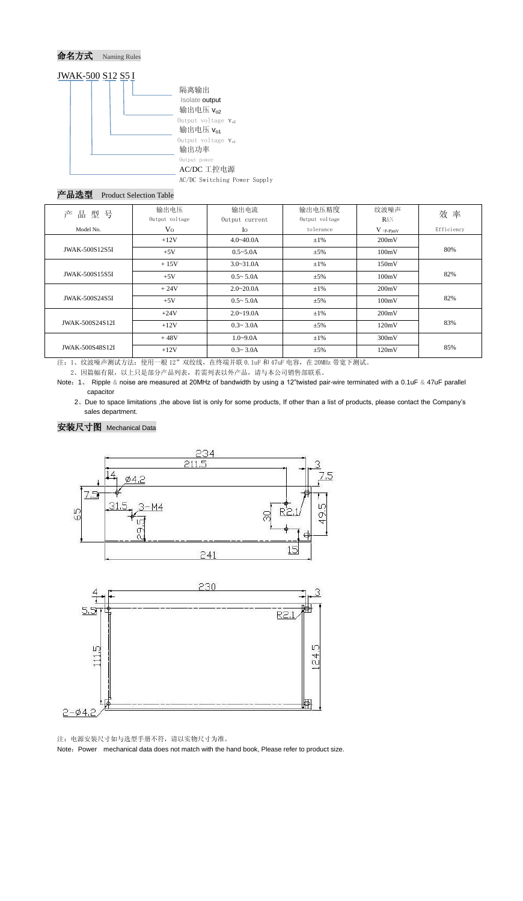## 命名方式 Naming Rules

JWAK-500 S12 S5 I

- I: 隔离输出 Isolate output
- S5: 输出电压 $V_{o2}$ Output voltage $V_{o2}$
- S12: 输出电压 $V_{o1}$ Output voltage $V_{o1}$
- 500: 输出功率 Output power
- JWAK: AC/DC 工控电源 AC/DC Switching Power Supply

## 产品选型 Product Selection Table

| 产 品 型 号<br>Model No. | 输出电压<br>Output voltage<br>Vo | 输出电流<br>Output current<br>Io | 输出电压精度<br>Output voltage<br>tolerance | 纹波噪声<br>R&N<br>$V_{(P-P)mV}$ | 效 率<br>Efficiency |
|---|---|---|---|---|---|
| JWAK-500S12S5I | +12V | 4.0~40.0A | ±1% | 200mV | 80% |
| | +5V | 0.5~5.0A | ±5% | 100mV | |
| JWAK-500S15S5I | + 15V | 3.0~31.0A | ±1% | 150mV | 82% |
| | +5V | 0.5~ 5.0A | ±5% | 100mV | |
| JWAK-500S24S5I | + 24V | 2.0~20.0A | ±1% | 200mV | 82% |
| | +5V | 0.5~ 5.0A | ±5% | 100mV | |
| JWAK-500S24S12I | +24V | 2.0~19.0A | ±1% | 200mV | 83% |
| | +12V | 0.3~ 3.0A | ±5% | 120mV | |
| JWAK-500S48S12I | + 48V | 1.0~9.0A | ±1% | 300mV | 85% |
| | +12V | 0.3~ 3.0A | ±5% | 120mV | |

注：1、纹波噪声测试方法：使用一根 12"双绞线，在终端并联 0.1uF 和 47uF 电容，在 20MHz 带宽下测试。

2、因篇幅有限，以上只是部分产品列表，若需列表以外产品，请与本公司销售部联系。

Note：1、 Ripple & noise are measured at 20MHz of bandwidth by using a 12"twisted pair-wire terminated with a 0.1uF & 47uF parallel capacitor

2、Due to space limitations ,the above list is only for some products, If other than a list of products, please contact the Company's sales department.

## 安装尺寸图 Mechanical Data

234
211.5
3
7.5
14
Ø4.2
7.5
65
31.5
3-M4
29.5
30
R2.1
49.5
15
241

230
4
3
5.5
R2.1
111.5
124.5
2-Ø4.2

注：电源安装尺寸如与选型手册不符，请以实物尺寸为准。

Note：Power mechanical data does not match with the hand book, Please refer to product size.